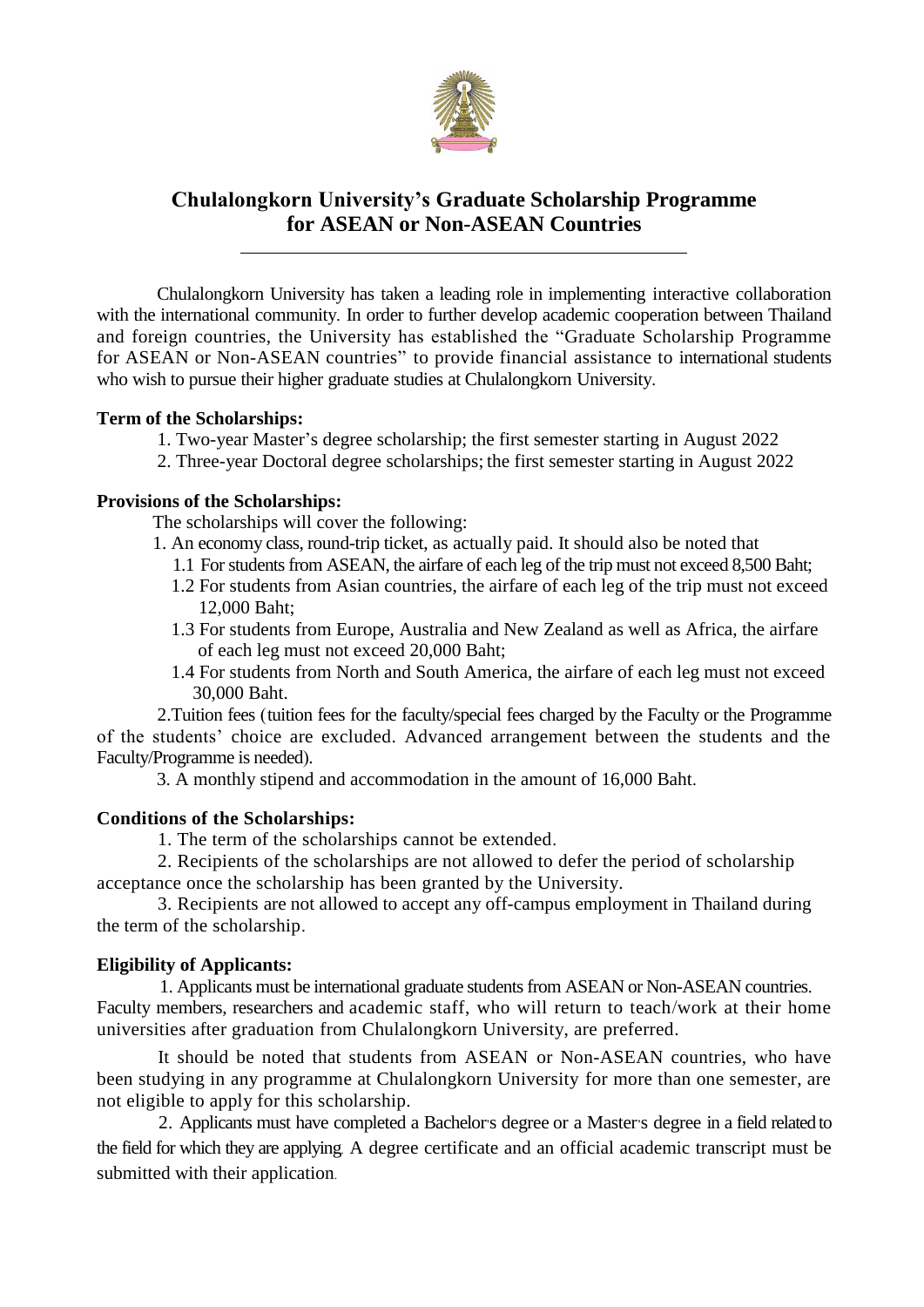# Chulalongkorn University's Graduate Scholarship Programme for ASEAN or Non-ASEAN Countries

Chulalongkorn University has taken a leading role in implementing interactive collaboration with the international community. In order to further develop academic cooperation between Thailand and foreign countries, the University has established the "Graduate Scholarship Programme for ASEAN or Non-ASEAN countries" to provide financial assistance to international students who wish to pursue their higher graduate studies at Chulalongkorn University.

**Term of the Scholarships:**

1. Two-year Master's degree scholarship; the first semester starting in August 2022
2. Three-year Doctoral degree scholarships; the first semester starting in August 2022

**Provisions of the Scholarships:**

The scholarships will cover the following:

1. An economy class, round-trip ticket, as actually paid. It should also be noted that
   - 1.1 For students from ASEAN, the airfare of each leg of the trip must not exceed 8,500 Baht;
   - 1.2 For students from Asian countries, the airfare of each leg of the trip must not exceed 12,000 Baht;
   - 1.3 For students from Europe, Australia and New Zealand as well as Africa, the airfare of each leg must not exceed 20,000 Baht;
   - 1.4 For students from North and South America, the airfare of each leg must not exceed 30,000 Baht.

2. Tuition fees (tuition fees for the faculty/special fees charged by the Faculty or the Programme of the students' choice are excluded. Advanced arrangement between the students and the Faculty/Programme is needed).

3. A monthly stipend and accommodation in the amount of 16,000 Baht.

**Conditions of the Scholarships:**

1. The term of the scholarships cannot be extended.
2. Recipients of the scholarships are not allowed to defer the period of scholarship acceptance once the scholarship has been granted by the University.
3. Recipients are not allowed to accept any off-campus employment in Thailand during the term of the scholarship.

**Eligibility of Applicants:**

1. Applicants must be international graduate students from ASEAN or Non-ASEAN countries. Faculty members, researchers and academic staff, who will return to teach/work at their home universities after graduation from Chulalongkorn University, are preferred.

   It should be noted that students from ASEAN or Non-ASEAN countries, who have been studying in any programme at Chulalongkorn University for more than one semester, are not eligible to apply for this scholarship.

2. Applicants must have completed a Bachelor's degree or a Master's degree in a field related to the field for which they are applying. A degree certificate and an official academic transcript must be submitted with their application.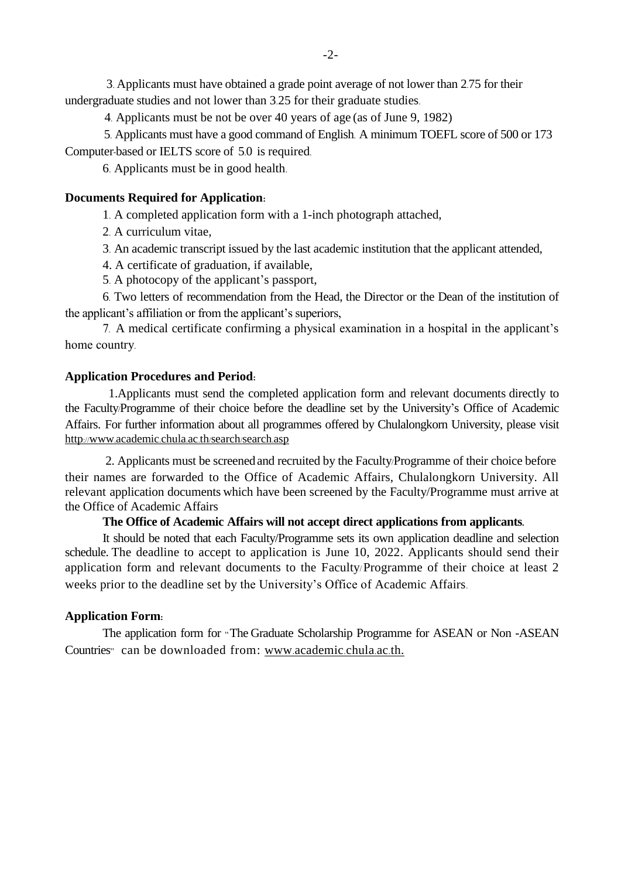3. Applicants must have obtained a grade point average of not lower than 2.75 for their undergraduate studies and not lower than 3.25 for their graduate studies.

4. Applicants must be not be over 40 years of age (as of June 9, 1982)

5. Applicants must have a good command of English. A minimum TOEFL score of 500 or 173 Computer-based or IELTS score of 5.0 is required.

6. Applicants must be in good health.

**Documents Required for Application:**

1. A completed application form with a 1-inch photograph attached,
2. A curriculum vitae,
3. An academic transcript issued by the last academic institution that the applicant attended,
4. A certificate of graduation, if available,
5. A photocopy of the applicant's passport,
6. Two letters of recommendation from the Head, the Director or the Dean of the institution of the applicant's affiliation or from the applicant's superiors,
7. A medical certificate confirming a physical examination in a hospital in the applicant's home country.

**Application Procedures and Period:**

1.Applicants must send the completed application form and relevant documents directly to the Faculty/Programme of their choice before the deadline set by the University's Office of Academic Affairs. For further information about all programmes offered by Chulalongkorn University, please visit http://www.academic.chula.ac.th/search/search.asp

2. Applicants must be screened and recruited by the Faculty/Programme of their choice before their names are forwarded to the Office of Academic Affairs, Chulalongkorn University. All relevant application documents which have been screened by the Faculty/Programme must arrive at the Office of Academic Affairs

**The Office of Academic Affairs will not accept direct applications from applicants.**

It should be noted that each Faculty/Programme sets its own application deadline and selection schedule. The deadline to accept to application is June 10, 2022. Applicants should send their application form and relevant documents to the Faculty/Programme of their choice at least 2 weeks prior to the deadline set by the University's Office of Academic Affairs.

**Application Form:**

The application form for "The Graduate Scholarship Programme for ASEAN or Non -ASEAN Countries" can be downloaded from: www.academic.chula.ac.th.